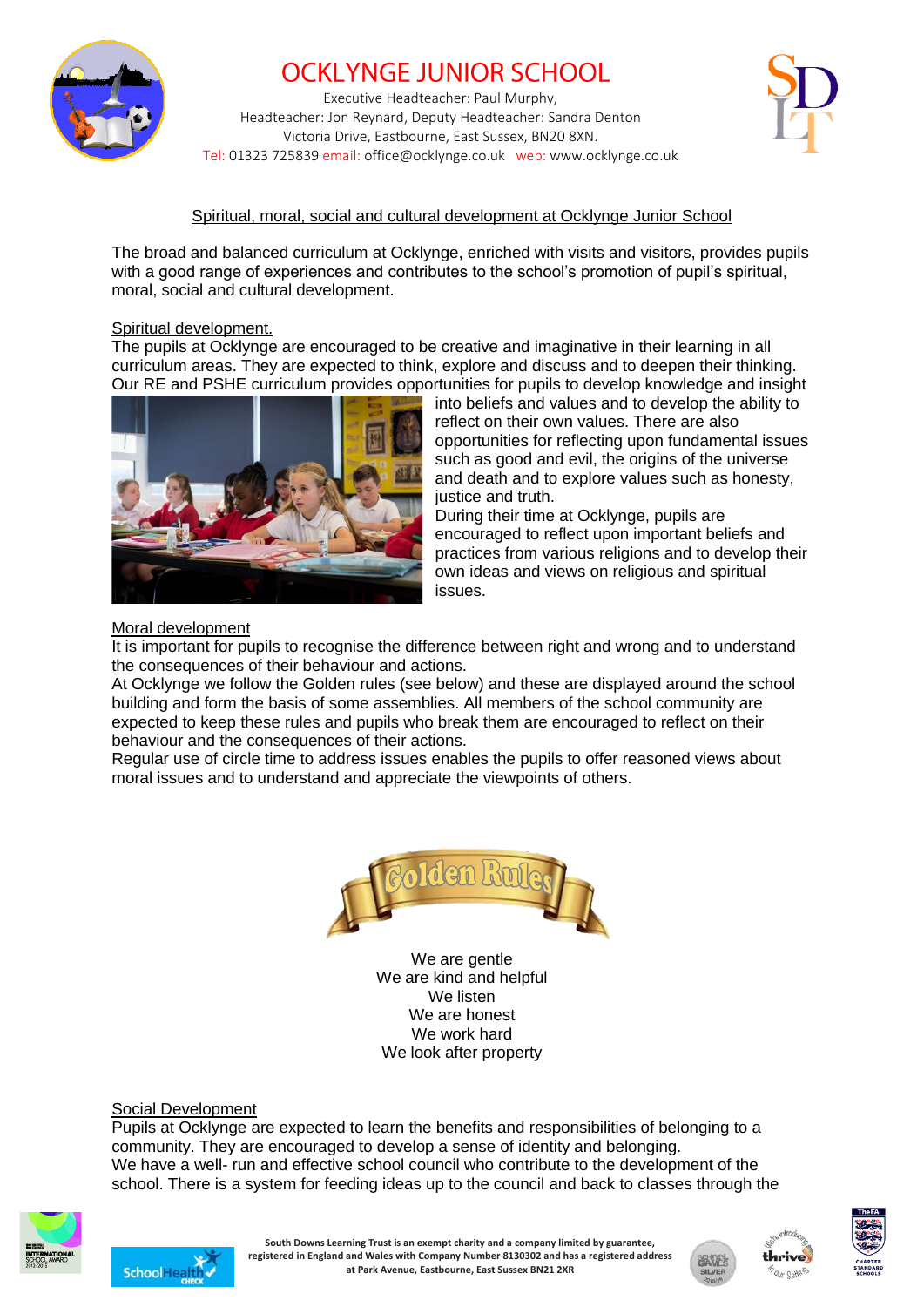# OCKLYNGE JUNIOR SCHOOL

Executive Headteacher: Paul Murphy,
Headteacher: Jon Reynard, Deputy Headteacher: Sandra Denton
Victoria Drive, Eastbourne, East Sussex, BN20 8XN.
Tel: 01323 725839 email: office@ocklynge.co.uk web: www.ocklynge.co.uk

## Spiritual, moral, social and cultural development at Ocklynge Junior School

The broad and balanced curriculum at Ocklynge, enriched with visits and visitors, provides pupils with a good range of experiences and contributes to the school's promotion of pupil's spiritual, moral, social and cultural development.

### Spiritual development.

The pupils at Ocklynge are encouraged to be creative and imaginative in their learning in all curriculum areas. They are expected to think, explore and discuss and to deepen their thinking. Our RE and PSHE curriculum provides opportunities for pupils to develop knowledge and insight into beliefs and values and to develop the ability to reflect on their own values. There are also opportunities for reflecting upon fundamental issues such as good and evil, the origins of the universe and death and to explore values such as honesty, justice and truth.

During their time at Ocklynge, pupils are encouraged to reflect upon important beliefs and practices from various religions and to develop their own ideas and views on religious and spiritual issues.

### Moral development

It is important for pupils to recognise the difference between right and wrong and to understand the consequences of their behaviour and actions.

At Ocklynge we follow the Golden rules (see below) and these are displayed around the school building and form the basis of some assemblies. All members of the school community are expected to keep these rules and pupils who break them are encouraged to reflect on their behaviour and the consequences of their actions.

Regular use of circle time to address issues enables the pupils to offer reasoned views about moral issues and to understand and appreciate the viewpoints of others.

Golden Rules

We are gentle
We are kind and helpful
We listen
We are honest
We work hard
We look after property

### Social Development

Pupils at Ocklynge are expected to learn the benefits and responsibilities of belonging to a community. They are encouraged to develop a sense of identity and belonging.

We have a well- run and effective school council who contribute to the development of the school. There is a system for feeding ideas up to the council and back to classes through the

South Downs Learning Trust is an exempt charity and a company limited by guarantee, registered in England and Wales with Company Number 8130302 and has a registered address at Park Avenue, Eastbourne, East Sussex BN21 2XR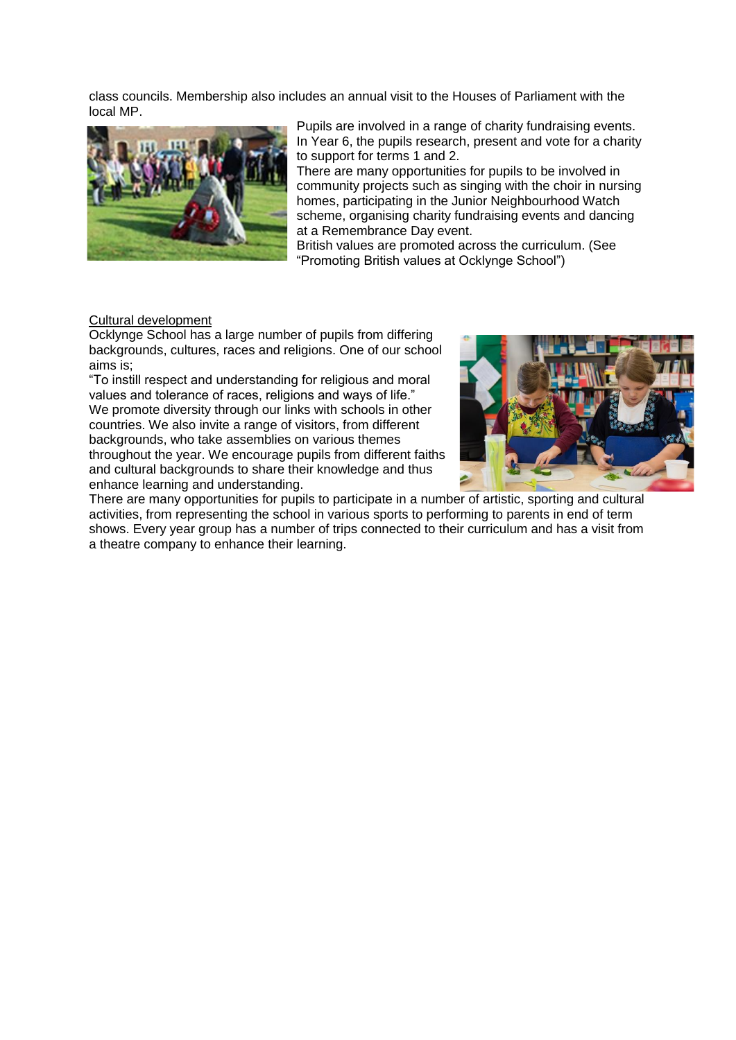class councils. Membership also includes an annual visit to the Houses of Parliament with the local MP.

Pupils are involved in a range of charity fundraising events. In Year 6, the pupils research, present and vote for a charity to support for terms 1 and 2.

There are many opportunities for pupils to be involved in community projects such as singing with the choir in nursing homes, participating in the Junior Neighbourhood Watch scheme, organising charity fundraising events and dancing at a Remembrance Day event.

British values are promoted across the curriculum. (See "Promoting British values at Ocklynge School")

<u>Cultural development</u>

Ocklynge School has a large number of pupils from differing backgrounds, cultures, races and religions. One of our school aims is;

"To instill respect and understanding for religious and moral values and tolerance of races, religions and ways of life."

We promote diversity through our links with schools in other countries. We also invite a range of visitors, from different backgrounds, who take assemblies on various themes throughout the year. We encourage pupils from different faiths and cultural backgrounds to share their knowledge and thus enhance learning and understanding.

There are many opportunities for pupils to participate in a number of artistic, sporting and cultural activities, from representing the school in various sports to performing to parents in end of term shows. Every year group has a number of trips connected to their curriculum and has a visit from a theatre company to enhance their learning.